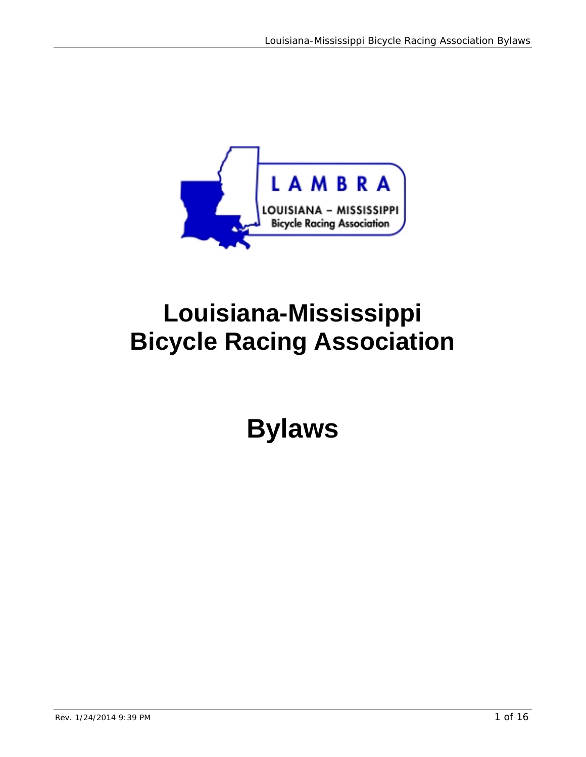# Louisiana-Mississippi Bicycle Racing Association

# Bylaws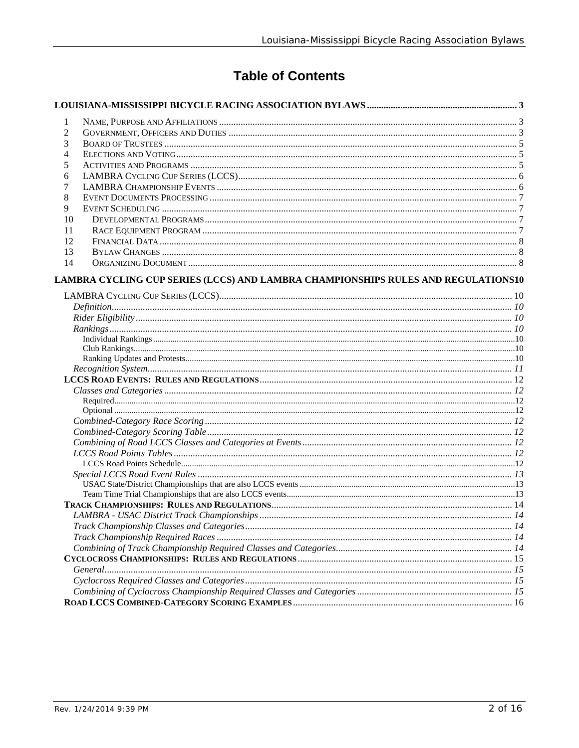# Table of Contents

**LOUISIANA-MISSISSIPPI BICYCLE RACING ASSOCIATION BYLAWS** .......... 3

1 NAME, PURPOSE AND AFFILIATIONS .......... 3
2 GOVERNMENT, OFFICERS AND DUTIES .......... 3
3 BOARD OF TRUSTEES .......... 5
4 ELECTIONS AND VOTING .......... 5
5 ACTIVITIES AND PROGRAMS .......... 5
6 LAMBRA CYCLING CUP SERIES (LCCS) .......... 6
7 LAMBRA CHAMPIONSHIP EVENTS .......... 6
8 EVENT DOCUMENTS PROCESSING .......... 7
9 EVENT SCHEDULING .......... 7
10 DEVELOPMENTAL PROGRAMS .......... 7
11 RACE EQUIPMENT PROGRAM .......... 7
12 FINANCIAL DATA .......... 8
13 BYLAW CHANGES .......... 8
14 ORGANIZING DOCUMENT .......... 8

**LAMBRA CYCLING CUP SERIES (LCCS) AND LAMBRA CHAMPIONSHIPS RULES AND REGULATIONS** 10

LAMBRA CYCLING CUP SERIES (LCCS) .......... 10
- *Definition* .......... 10
- *Rider Eligibility* .......... 10
- *Rankings* .......... 10
  - Individual Rankings .......... 10
  - Club Rankings .......... 10
  - Ranking Updates and Protests .......... 10
- *Recognition System* .......... 11

**LCCS ROAD EVENTS: RULES AND REGULATIONS** .......... 12
- *Classes and Categories* .......... 12
  - Required .......... 12
  - Optional .......... 12
- *Combined-Category Race Scoring* .......... 12
- *Combined-Category Scoring Table* .......... 12
- *Combining of Road LCCS Classes and Categories at Events* .......... 12
- *LCCS Road Points Tables* .......... 12
  - LCCS Road Points Schedule .......... 12
- *Special LCCS Road Event Rules* .......... 13
  - USAC State/District Championships that are also LCCS events .......... 13
  - Team Time Trial Championships that are also LCCS events .......... 13

**TRACK CHAMPIONSHIPS: RULES AND REGULATIONS** .......... 14
- *LAMBRA - USAC District Track Championships* .......... 14
- *Track Championship Classes and Categories* .......... 14
- *Track Championship Required Races* .......... 14
- *Combining of Track Championship Required Classes and Categories* .......... 14

**CYCLOCROSS CHAMPIONSHIPS: RULES AND REGULATIONS** .......... 15
- *General* .......... 15
- *Cyclocross Required Classes and Categories* .......... 15
- *Combining of Cyclocross Championship Required Classes and Categories* .......... 15

**ROAD LCCS COMBINED-CATEGORY SCORING EXAMPLES** .......... 16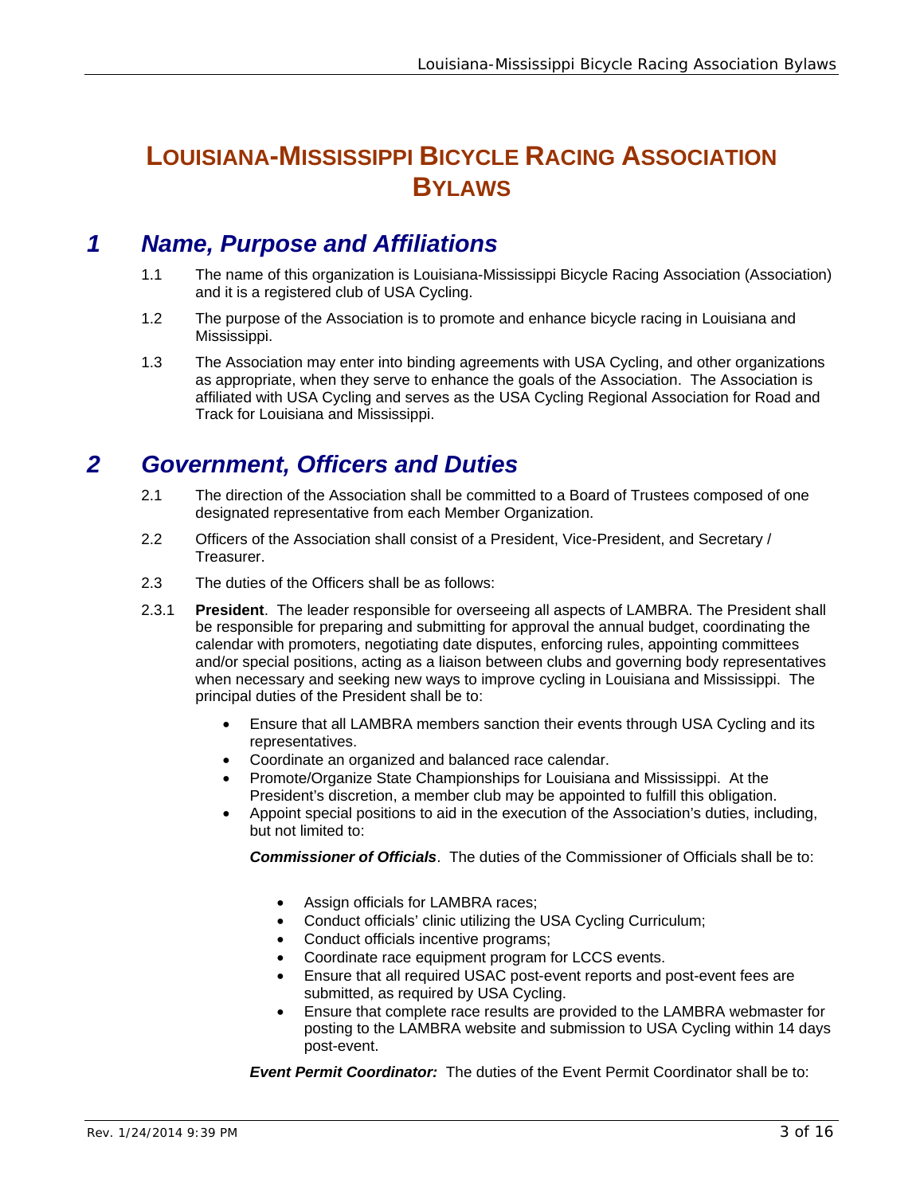# Louisiana-Mississippi Bicycle Racing Association Bylaws

## 1 Name, Purpose and Affiliations

1.1 The name of this organization is Louisiana-Mississippi Bicycle Racing Association (Association) and it is a registered club of USA Cycling.

1.2 The purpose of the Association is to promote and enhance bicycle racing in Louisiana and Mississippi.

1.3 The Association may enter into binding agreements with USA Cycling, and other organizations as appropriate, when they serve to enhance the goals of the Association. The Association is affiliated with USA Cycling and serves as the USA Cycling Regional Association for Road and Track for Louisiana and Mississippi.

## 2 Government, Officers and Duties

2.1 The direction of the Association shall be committed to a Board of Trustees composed of one designated representative from each Member Organization.

2.2 Officers of the Association shall consist of a President, Vice-President, and Secretary / Treasurer.

2.3 The duties of the Officers shall be as follows:

2.3.1 **President**. The leader responsible for overseeing all aspects of LAMBRA. The President shall be responsible for preparing and submitting for approval the annual budget, coordinating the calendar with promoters, negotiating date disputes, enforcing rules, appointing committees and/or special positions, acting as a liaison between clubs and governing body representatives when necessary and seeking new ways to improve cycling in Louisiana and Mississippi. The principal duties of the President shall be to:

- Ensure that all LAMBRA members sanction their events through USA Cycling and its representatives.
- Coordinate an organized and balanced race calendar.
- Promote/Organize State Championships for Louisiana and Mississippi. At the President's discretion, a member club may be appointed to fulfill this obligation.
- Appoint special positions to aid in the execution of the Association's duties, including, but not limited to:

  ***Commissioner of Officials***. The duties of the Commissioner of Officials shall be to:

  - Assign officials for LAMBRA races;
  - Conduct officials' clinic utilizing the USA Cycling Curriculum;
  - Conduct officials incentive programs;
  - Coordinate race equipment program for LCCS events.
  - Ensure that all required USAC post-event reports and post-event fees are submitted, as required by USA Cycling.
  - Ensure that complete race results are provided to the LAMBRA webmaster for posting to the LAMBRA website and submission to USA Cycling within 14 days post-event.

  ***Event Permit Coordinator:*** The duties of the Event Permit Coordinator shall be to: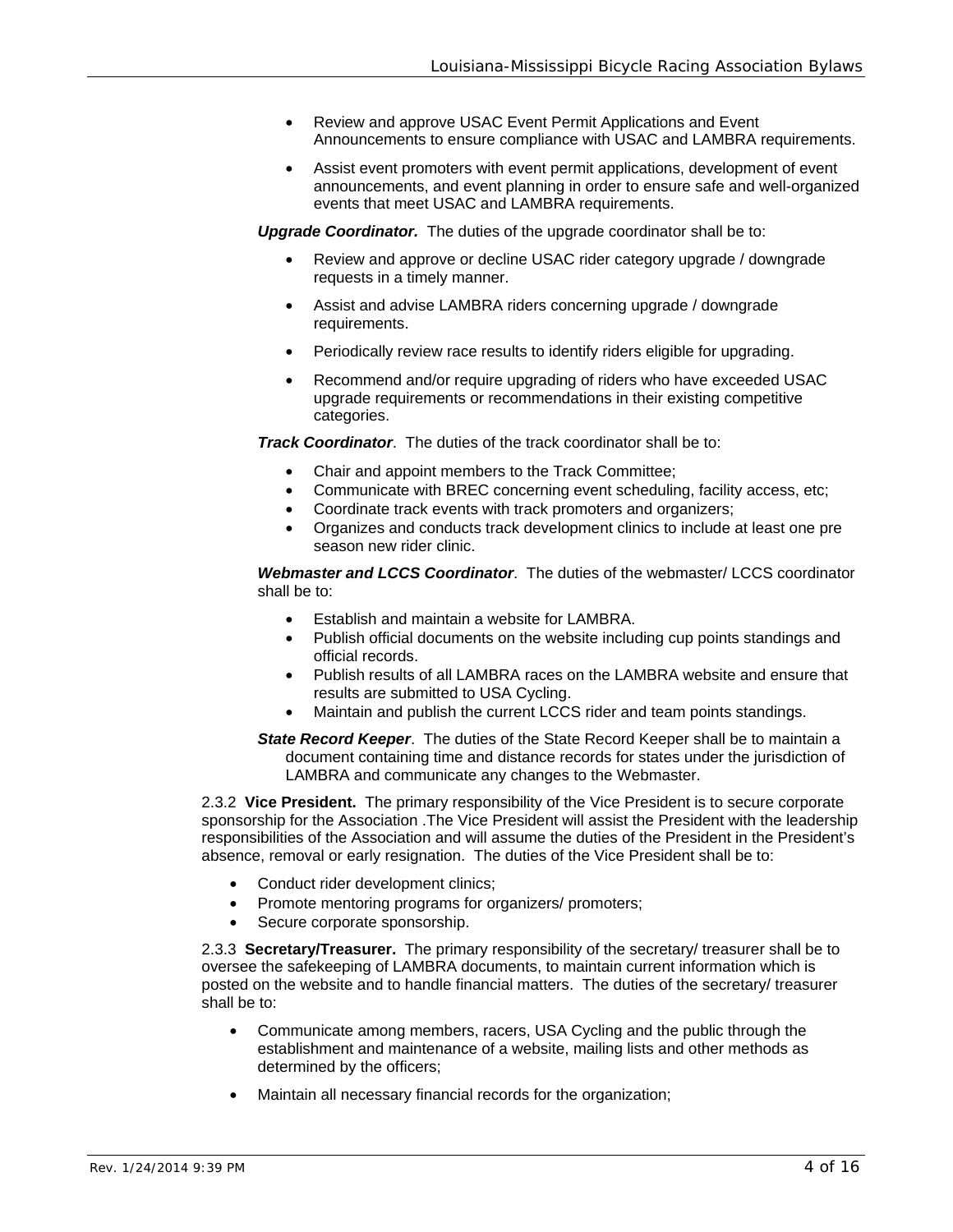- Review and approve USAC Event Permit Applications and Event Announcements to ensure compliance with USAC and LAMBRA requirements.
- Assist event promoters with event permit applications, development of event announcements, and event planning in order to ensure safe and well-organized events that meet USAC and LAMBRA requirements.

***Upgrade Coordinator.*** The duties of the upgrade coordinator shall be to:

- Review and approve or decline USAC rider category upgrade / downgrade requests in a timely manner.
- Assist and advise LAMBRA riders concerning upgrade / downgrade requirements.
- Periodically review race results to identify riders eligible for upgrading.
- Recommend and/or require upgrading of riders who have exceeded USAC upgrade requirements or recommendations in their existing competitive categories.

***Track Coordinator***. The duties of the track coordinator shall be to:

- Chair and appoint members to the Track Committee;
- Communicate with BREC concerning event scheduling, facility access, etc;
- Coordinate track events with track promoters and organizers;
- Organizes and conducts track development clinics to include at least one pre season new rider clinic.

***Webmaster and LCCS Coordinator***. The duties of the webmaster/ LCCS coordinator shall be to:

- Establish and maintain a website for LAMBRA.
- Publish official documents on the website including cup points standings and official records.
- Publish results of all LAMBRA races on the LAMBRA website and ensure that results are submitted to USA Cycling.
- Maintain and publish the current LCCS rider and team points standings.

***State Record Keeper***. The duties of the State Record Keeper shall be to maintain a document containing time and distance records for states under the jurisdiction of LAMBRA and communicate any changes to the Webmaster.

2.3.2 **Vice President.** The primary responsibility of the Vice President is to secure corporate sponsorship for the Association .The Vice President will assist the President with the leadership responsibilities of the Association and will assume the duties of the President in the President's absence, removal or early resignation. The duties of the Vice President shall be to:

- Conduct rider development clinics;
- Promote mentoring programs for organizers/ promoters;
- Secure corporate sponsorship.

2.3.3 **Secretary/Treasurer.** The primary responsibility of the secretary/ treasurer shall be to oversee the safekeeping of LAMBRA documents, to maintain current information which is posted on the website and to handle financial matters. The duties of the secretary/ treasurer shall be to:

- Communicate among members, racers, USA Cycling and the public through the establishment and maintenance of a website, mailing lists and other methods as determined by the officers;
- Maintain all necessary financial records for the organization;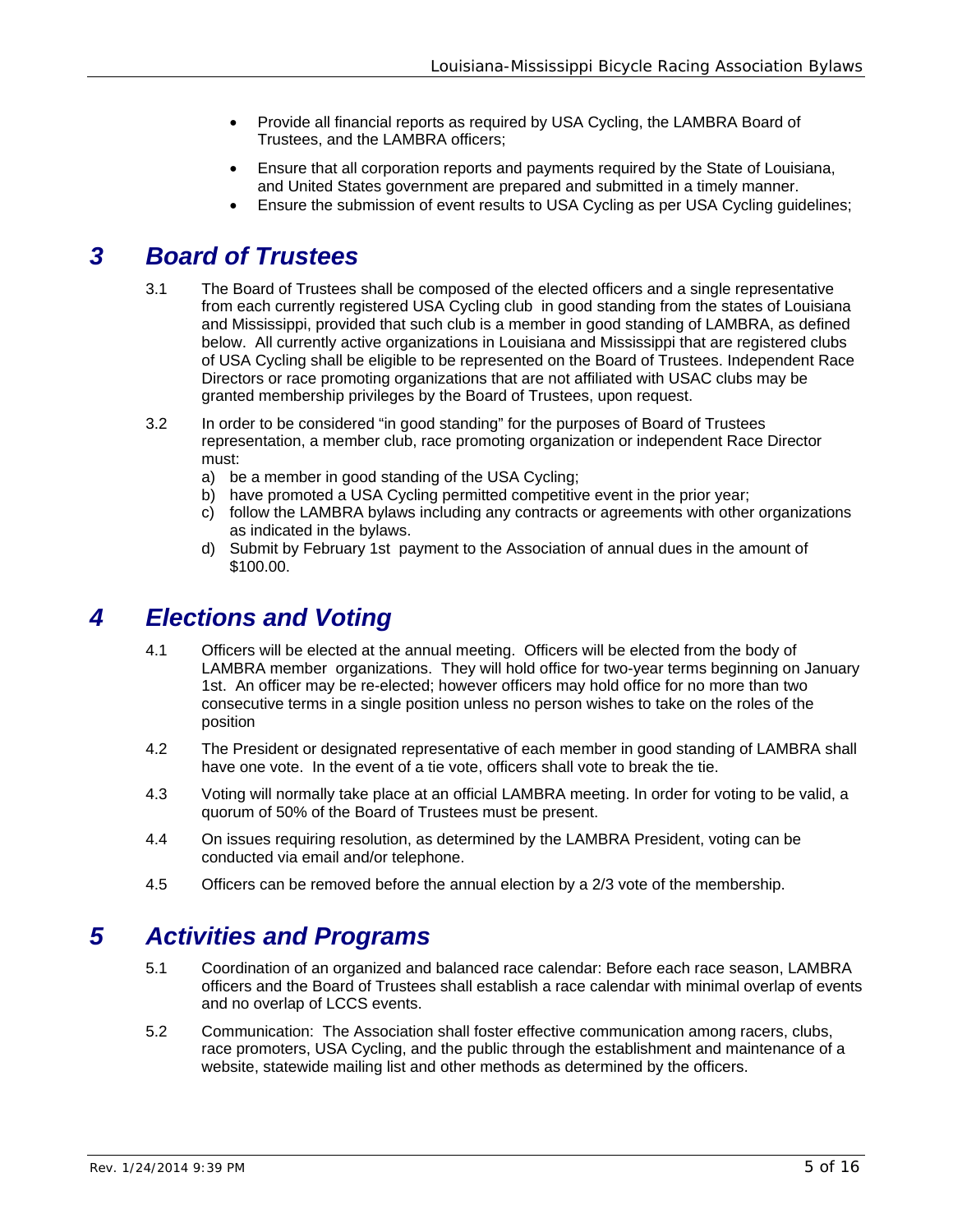- Provide all financial reports as required by USA Cycling, the LAMBRA Board of Trustees, and the LAMBRA officers;
- Ensure that all corporation reports and payments required by the State of Louisiana, and United States government are prepared and submitted in a timely manner.
- Ensure the submission of event results to USA Cycling as per USA Cycling guidelines;

# 3 Board of Trustees

3.1 The Board of Trustees shall be composed of the elected officers and a single representative from each currently registered USA Cycling club in good standing from the states of Louisiana and Mississippi, provided that such club is a member in good standing of LAMBRA, as defined below. All currently active organizations in Louisiana and Mississippi that are registered clubs of USA Cycling shall be eligible to be represented on the Board of Trustees. Independent Race Directors or race promoting organizations that are not affiliated with USAC clubs may be granted membership privileges by the Board of Trustees, upon request.

3.2 In order to be considered "in good standing" for the purposes of Board of Trustees representation, a member club, race promoting organization or independent Race Director must:

a) be a member in good standing of the USA Cycling;
b) have promoted a USA Cycling permitted competitive event in the prior year;
c) follow the LAMBRA bylaws including any contracts or agreements with other organizations as indicated in the bylaws.
d) Submit by February 1st payment to the Association of annual dues in the amount of $100.00.

# 4 Elections and Voting

4.1 Officers will be elected at the annual meeting. Officers will be elected from the body of LAMBRA member organizations. They will hold office for two-year terms beginning on January 1st. An officer may be re-elected; however officers may hold office for no more than two consecutive terms in a single position unless no person wishes to take on the roles of the position

4.2 The President or designated representative of each member in good standing of LAMBRA shall have one vote. In the event of a tie vote, officers shall vote to break the tie.

4.3 Voting will normally take place at an official LAMBRA meeting. In order for voting to be valid, a quorum of 50% of the Board of Trustees must be present.

4.4 On issues requiring resolution, as determined by the LAMBRA President, voting can be conducted via email and/or telephone.

4.5 Officers can be removed before the annual election by a 2/3 vote of the membership.

# 5 Activities and Programs

5.1 Coordination of an organized and balanced race calendar: Before each race season, LAMBRA officers and the Board of Trustees shall establish a race calendar with minimal overlap of events and no overlap of LCCS events.

5.2 Communication: The Association shall foster effective communication among racers, clubs, race promoters, USA Cycling, and the public through the establishment and maintenance of a website, statewide mailing list and other methods as determined by the officers.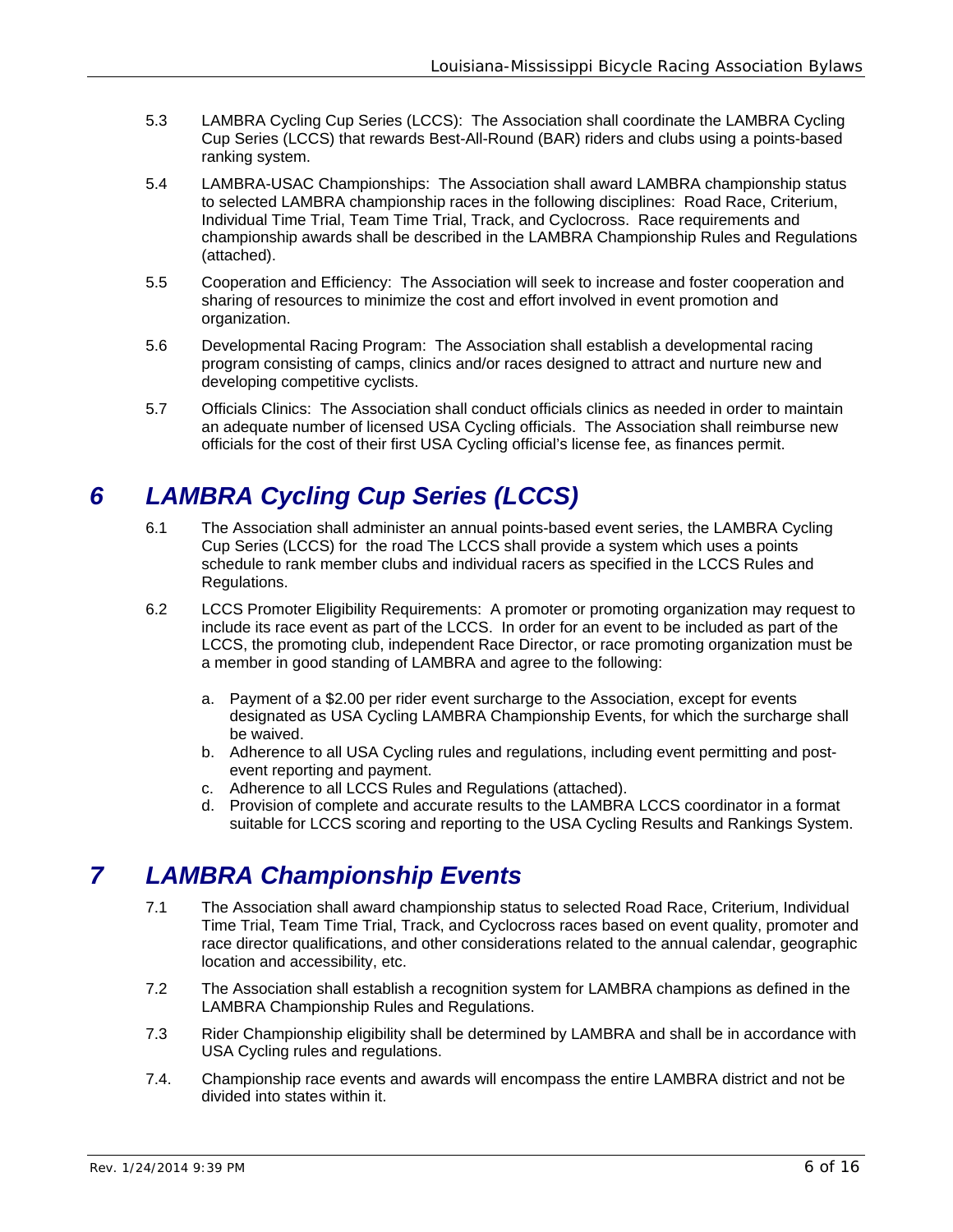5.3 LAMBRA Cycling Cup Series (LCCS): The Association shall coordinate the LAMBRA Cycling Cup Series (LCCS) that rewards Best-All-Round (BAR) riders and clubs using a points-based ranking system.

5.4 LAMBRA-USAC Championships: The Association shall award LAMBRA championship status to selected LAMBRA championship races in the following disciplines: Road Race, Criterium, Individual Time Trial, Team Time Trial, Track, and Cyclocross. Race requirements and championship awards shall be described in the LAMBRA Championship Rules and Regulations (attached).

5.5 Cooperation and Efficiency: The Association will seek to increase and foster cooperation and sharing of resources to minimize the cost and effort involved in event promotion and organization.

5.6 Developmental Racing Program: The Association shall establish a developmental racing program consisting of camps, clinics and/or races designed to attract and nurture new and developing competitive cyclists.

5.7 Officials Clinics: The Association shall conduct officials clinics as needed in order to maintain an adequate number of licensed USA Cycling officials. The Association shall reimburse new officials for the cost of their first USA Cycling official's license fee, as finances permit.

# *6 LAMBRA Cycling Cup Series (LCCS)*

6.1 The Association shall administer an annual points-based event series, the LAMBRA Cycling Cup Series (LCCS) for the road The LCCS shall provide a system which uses a points schedule to rank member clubs and individual racers as specified in the LCCS Rules and Regulations.

6.2 LCCS Promoter Eligibility Requirements: A promoter or promoting organization may request to include its race event as part of the LCCS. In order for an event to be included as part of the LCCS, the promoting club, independent Race Director, or race promoting organization must be a member in good standing of LAMBRA and agree to the following:

a. Payment of a $2.00 per rider event surcharge to the Association, except for events designated as USA Cycling LAMBRA Championship Events, for which the surcharge shall be waived.
b. Adherence to all USA Cycling rules and regulations, including event permitting and post-event reporting and payment.
c. Adherence to all LCCS Rules and Regulations (attached).
d. Provision of complete and accurate results to the LAMBRA LCCS coordinator in a format suitable for LCCS scoring and reporting to the USA Cycling Results and Rankings System.

# *7 LAMBRA Championship Events*

7.1 The Association shall award championship status to selected Road Race, Criterium, Individual Time Trial, Team Time Trial, Track, and Cyclocross races based on event quality, promoter and race director qualifications, and other considerations related to the annual calendar, geographic location and accessibility, etc.

7.2 The Association shall establish a recognition system for LAMBRA champions as defined in the LAMBRA Championship Rules and Regulations.

7.3 Rider Championship eligibility shall be determined by LAMBRA and shall be in accordance with USA Cycling rules and regulations.

7.4. Championship race events and awards will encompass the entire LAMBRA district and not be divided into states within it.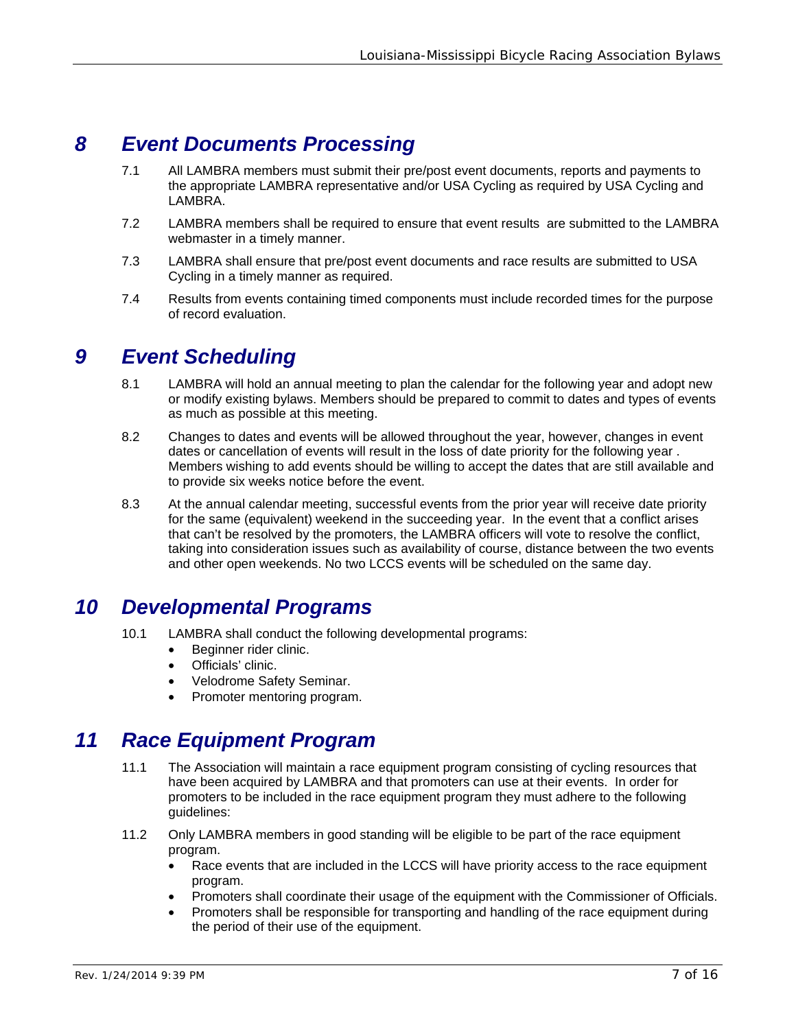# 8 Event Documents Processing

7.1 All LAMBRA members must submit their pre/post event documents, reports and payments to the appropriate LAMBRA representative and/or USA Cycling as required by USA Cycling and LAMBRA.

7.2 LAMBRA members shall be required to ensure that event results are submitted to the LAMBRA webmaster in a timely manner.

7.3 LAMBRA shall ensure that pre/post event documents and race results are submitted to USA Cycling in a timely manner as required.

7.4 Results from events containing timed components must include recorded times for the purpose of record evaluation.

# 9 Event Scheduling

8.1 LAMBRA will hold an annual meeting to plan the calendar for the following year and adopt new or modify existing bylaws. Members should be prepared to commit to dates and types of events as much as possible at this meeting.

8.2 Changes to dates and events will be allowed throughout the year, however, changes in event dates or cancellation of events will result in the loss of date priority for the following year . Members wishing to add events should be willing to accept the dates that are still available and to provide six weeks notice before the event.

8.3 At the annual calendar meeting, successful events from the prior year will receive date priority for the same (equivalent) weekend in the succeeding year. In the event that a conflict arises that can't be resolved by the promoters, the LAMBRA officers will vote to resolve the conflict, taking into consideration issues such as availability of course, distance between the two events and other open weekends. No two LCCS events will be scheduled on the same day.

# 10 Developmental Programs

10.1 LAMBRA shall conduct the following developmental programs:

- Beginner rider clinic.
- Officials' clinic.
- Velodrome Safety Seminar.
- Promoter mentoring program.

# 11 Race Equipment Program

11.1 The Association will maintain a race equipment program consisting of cycling resources that have been acquired by LAMBRA and that promoters can use at their events. In order for promoters to be included in the race equipment program they must adhere to the following guidelines:

11.2 Only LAMBRA members in good standing will be eligible to be part of the race equipment program.

- Race events that are included in the LCCS will have priority access to the race equipment program.
- Promoters shall coordinate their usage of the equipment with the Commissioner of Officials.
- Promoters shall be responsible for transporting and handling of the race equipment during the period of their use of the equipment.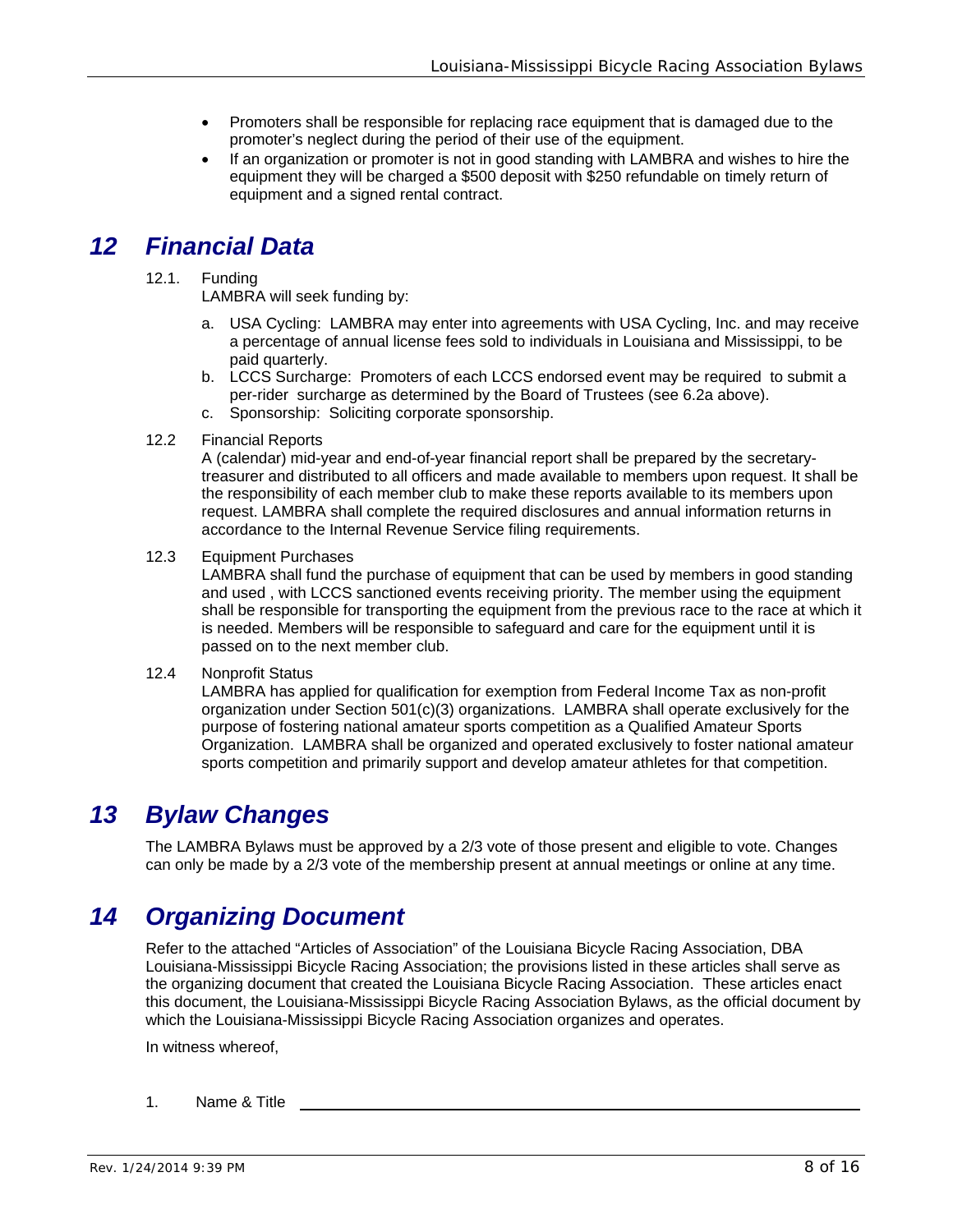- Promoters shall be responsible for replacing race equipment that is damaged due to the promoter's neglect during the period of their use of the equipment.
- If an organization or promoter is not in good standing with LAMBRA and wishes to hire the equipment they will be charged a $500 deposit with $250 refundable on timely return of equipment and a signed rental contract.

# 12 Financial Data

12.1. Funding

LAMBRA will seek funding by:

a. USA Cycling: LAMBRA may enter into agreements with USA Cycling, Inc. and may receive a percentage of annual license fees sold to individuals in Louisiana and Mississippi, to be paid quarterly.
b. LCCS Surcharge: Promoters of each LCCS endorsed event may be required to submit a per-rider surcharge as determined by the Board of Trustees (see 6.2a above).
c. Sponsorship: Soliciting corporate sponsorship.

12.2 Financial Reports

A (calendar) mid-year and end-of-year financial report shall be prepared by the secretary-treasurer and distributed to all officers and made available to members upon request. It shall be the responsibility of each member club to make these reports available to its members upon request. LAMBRA shall complete the required disclosures and annual information returns in accordance to the Internal Revenue Service filing requirements.

12.3 Equipment Purchases

LAMBRA shall fund the purchase of equipment that can be used by members in good standing and used , with LCCS sanctioned events receiving priority. The member using the equipment shall be responsible for transporting the equipment from the previous race to the race at which it is needed. Members will be responsible to safeguard and care for the equipment until it is passed on to the next member club.

12.4 Nonprofit Status

LAMBRA has applied for qualification for exemption from Federal Income Tax as non-profit organization under Section 501(c)(3) organizations. LAMBRA shall operate exclusively for the purpose of fostering national amateur sports competition as a Qualified Amateur Sports Organization. LAMBRA shall be organized and operated exclusively to foster national amateur sports competition and primarily support and develop amateur athletes for that competition.

# 13 Bylaw Changes

The LAMBRA Bylaws must be approved by a 2/3 vote of those present and eligible to vote. Changes can only be made by a 2/3 vote of the membership present at annual meetings or online at any time.

# 14 Organizing Document

Refer to the attached "Articles of Association" of the Louisiana Bicycle Racing Association, DBA Louisiana-Mississippi Bicycle Racing Association; the provisions listed in these articles shall serve as the organizing document that created the Louisiana Bicycle Racing Association. These articles enact this document, the Louisiana-Mississippi Bicycle Racing Association Bylaws, as the official document by which the Louisiana-Mississippi Bicycle Racing Association organizes and operates.

In witness whereof,

1. Name & Title \_\_\_\_\_\_\_\_\_\_\_\_\_\_\_\_\_\_\_\_\_\_\_\_\_\_\_\_\_\_\_\_\_\_\_\_\_\_\_\_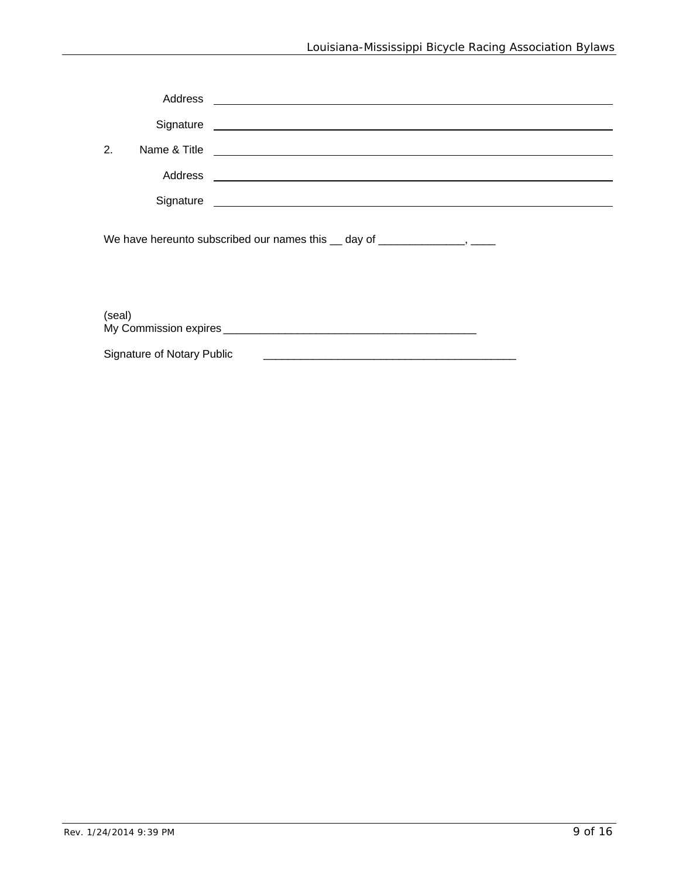Address ______________________________________________

Signature ______________________________________________

2. Name & Title ______________________________________________

Address ______________________________________________

Signature ______________________________________________

We have hereunto subscribed our names this __ day of ______________, ____

(seal)
My Commission expires __________________________________________

Signature of Notary Public __________________________________________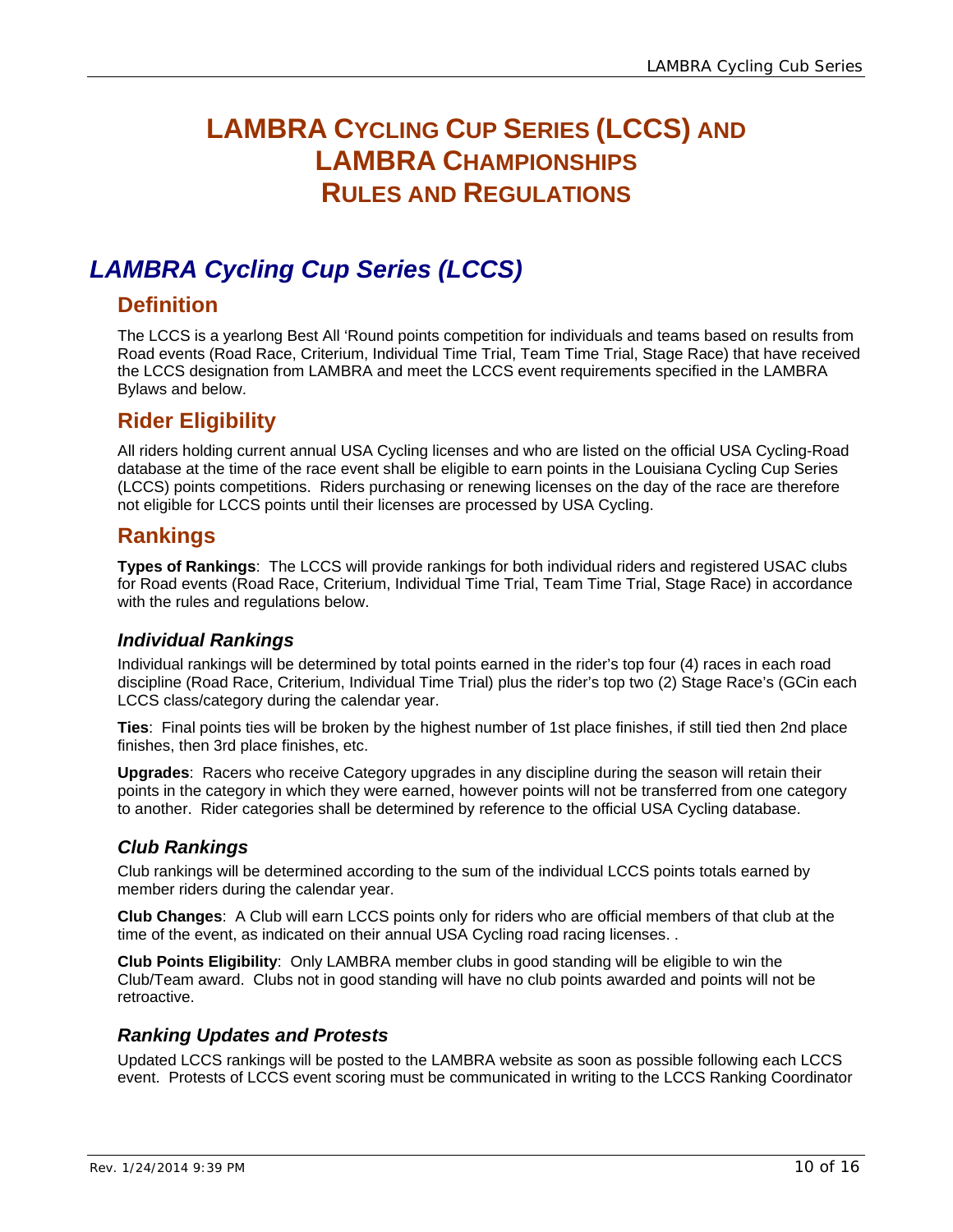# LAMBRA CYCLING CUP SERIES (LCCS) AND LAMBRA CHAMPIONSHIPS RULES AND REGULATIONS

## *LAMBRA Cycling Cup Series (LCCS)*

### Definition

The LCCS is a yearlong Best All 'Round points competition for individuals and teams based on results from Road events (Road Race, Criterium, Individual Time Trial, Team Time Trial, Stage Race) that have received the LCCS designation from LAMBRA and meet the LCCS event requirements specified in the LAMBRA Bylaws and below.

### Rider Eligibility

All riders holding current annual USA Cycling licenses and who are listed on the official USA Cycling-Road database at the time of the race event shall be eligible to earn points in the Louisiana Cycling Cup Series (LCCS) points competitions. Riders purchasing or renewing licenses on the day of the race are therefore not eligible for LCCS points until their licenses are processed by USA Cycling.

### Rankings

**Types of Rankings**: The LCCS will provide rankings for both individual riders and registered USAC clubs for Road events (Road Race, Criterium, Individual Time Trial, Team Time Trial, Stage Race) in accordance with the rules and regulations below.

#### *Individual Rankings*

Individual rankings will be determined by total points earned in the rider's top four (4) races in each road discipline (Road Race, Criterium, Individual Time Trial) plus the rider's top two (2) Stage Race's (GCin each LCCS class/category during the calendar year.

**Ties**: Final points ties will be broken by the highest number of 1st place finishes, if still tied then 2nd place finishes, then 3rd place finishes, etc.

**Upgrades**: Racers who receive Category upgrades in any discipline during the season will retain their points in the category in which they were earned, however points will not be transferred from one category to another. Rider categories shall be determined by reference to the official USA Cycling database.

#### *Club Rankings*

Club rankings will be determined according to the sum of the individual LCCS points totals earned by member riders during the calendar year.

**Club Changes**: A Club will earn LCCS points only for riders who are official members of that club at the time of the event, as indicated on their annual USA Cycling road racing licenses. .

**Club Points Eligibility**: Only LAMBRA member clubs in good standing will be eligible to win the Club/Team award. Clubs not in good standing will have no club points awarded and points will not be retroactive.

#### *Ranking Updates and Protests*

Updated LCCS rankings will be posted to the LAMBRA website as soon as possible following each LCCS event. Protests of LCCS event scoring must be communicated in writing to the LCCS Ranking Coordinator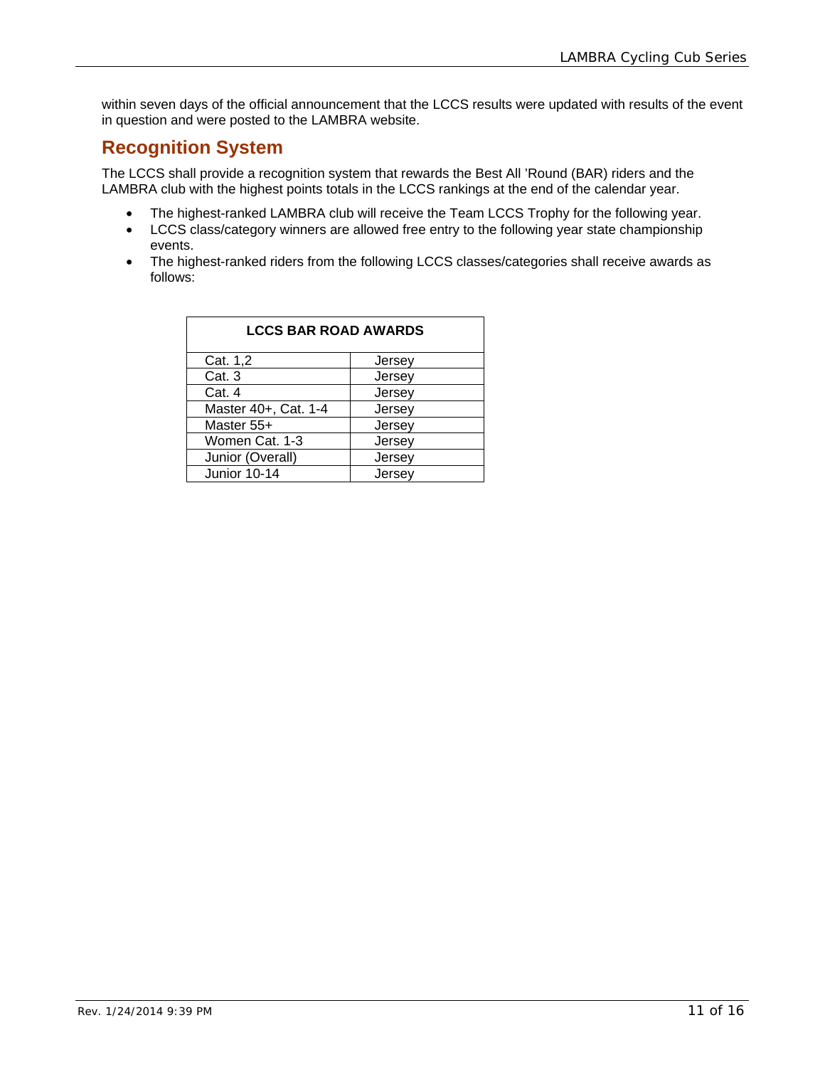within seven days of the official announcement that the LCCS results were updated with results of the event in question and were posted to the LAMBRA website.

## Recognition System

The LCCS shall provide a recognition system that rewards the Best All 'Round (BAR) riders and the LAMBRA club with the highest points totals in the LCCS rankings at the end of the calendar year.

- The highest-ranked LAMBRA club will receive the Team LCCS Trophy for the following year.
- LCCS class/category winners are allowed free entry to the following year state championship events.
- The highest-ranked riders from the following LCCS classes/categories shall receive awards as follows:

| LCCS BAR ROAD AWARDS | |
|---|---|
| Cat. 1,2 | Jersey |
| Cat. 3 | Jersey |
| Cat. 4 | Jersey |
| Master 40+, Cat. 1-4 | Jersey |
| Master 55+ | Jersey |
| Women Cat. 1-3 | Jersey |
| Junior (Overall) | Jersey |
| Junior 10-14 | Jersey |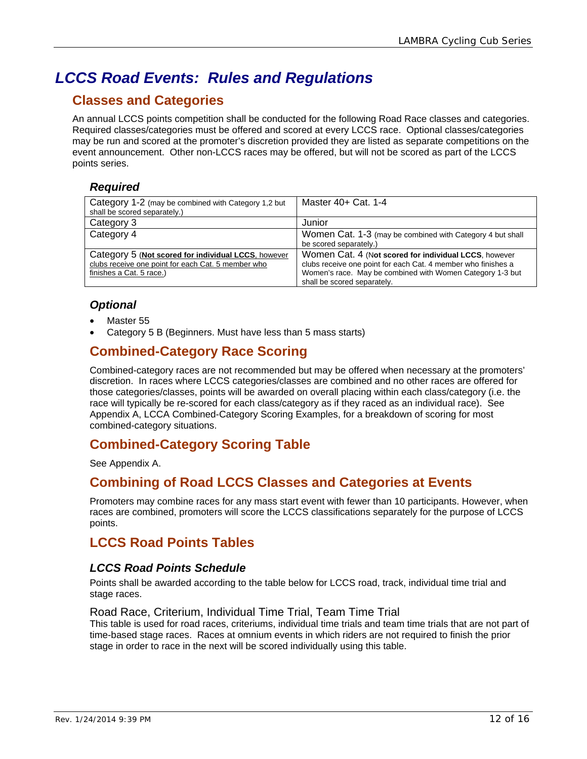# *LCCS Road Events: Rules and Regulations*

## Classes and Categories

An annual LCCS points competition shall be conducted for the following Road Race classes and categories. Required classes/categories must be offered and scored at every LCCS race. Optional classes/categories may be run and scored at the promoter's discretion provided they are listed as separate competitions on the event announcement. Other non-LCCS races may be offered, but will not be scored as part of the LCCS points series.

### *Required*

| | |
|---|---|
| Category 1-2 (may be combined with Category 1,2 but shall be scored separately.) | Master 40+ Cat. 1-4 |
| Category 3 | Junior |
| Category 4 | Women Cat. 1-3 (may be combined with Category 4 but shall be scored separately.) |
| Category 5 (**<u>Not scored for individual LCCS</u>**<u>, however clubs receive one point for each Cat. 5 member who finishes a Cat. 5 race.</u>) | Women Cat. 4 (**Not scored for individual LCCS**, however clubs receive one point for each Cat. 4 member who finishes a Women's race. May be combined with Women Category 1-3 but shall be scored separately. |

### *Optional*

- Master 55
- Category 5 B (Beginners. Must have less than 5 mass starts)

## Combined-Category Race Scoring

Combined-category races are not recommended but may be offered when necessary at the promoters' discretion. In races where LCCS categories/classes are combined and no other races are offered for those categories/classes, points will be awarded on overall placing within each class/category (i.e. the race will typically be re-scored for each class/category as if they raced as an individual race). See Appendix A, LCCA Combined-Category Scoring Examples, for a breakdown of scoring for most combined-category situations.

## Combined-Category Scoring Table

See Appendix A.

## Combining of Road LCCS Classes and Categories at Events

Promoters may combine races for any mass start event with fewer than 10 participants. However, when races are combined, promoters will score the LCCS classifications separately for the purpose of LCCS points.

## LCCS Road Points Tables

### *LCCS Road Points Schedule*

Points shall be awarded according to the table below for LCCS road, track, individual time trial and stage races.

#### Road Race, Criterium, Individual Time Trial, Team Time Trial

This table is used for road races, criteriums, individual time trials and team time trials that are not part of time-based stage races. Races at omnium events in which riders are not required to finish the prior stage in order to race in the next will be scored individually using this table.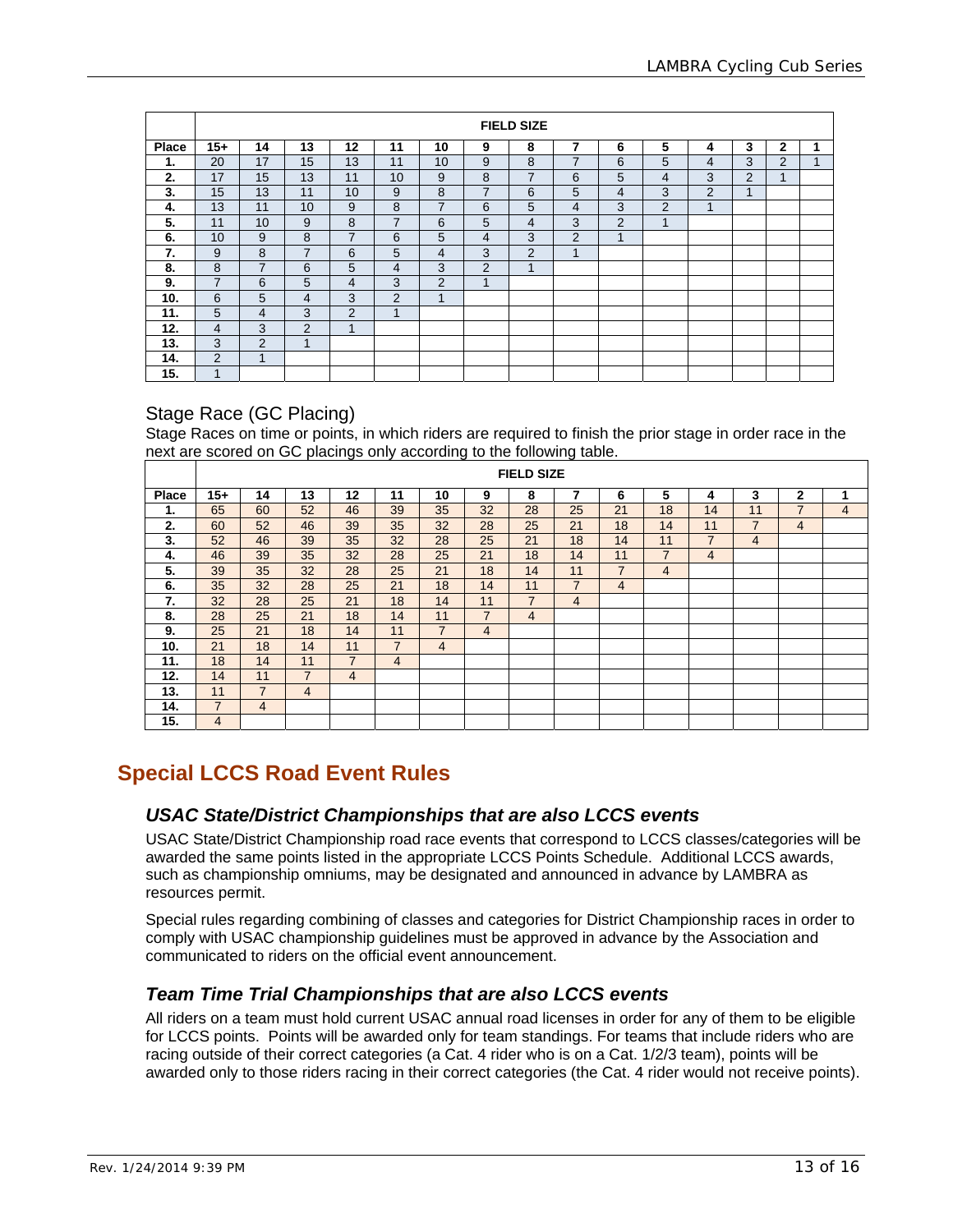| Place | FIELD SIZE | | | | | | | | | | | | | | |
|---|---|---|---|---|---|---|---|---|---|---|---|---|---|---|---|
| | 15+ | 14 | 13 | 12 | 11 | 10 | 9 | 8 | 7 | 6 | 5 | 4 | 3 | 2 | 1 |
| 1. | 20 | 17 | 15 | 13 | 11 | 10 | 9 | 8 | 7 | 6 | 5 | 4 | 3 | 2 | 1 |
| 2. | 17 | 15 | 13 | 11 | 10 | 9 | 8 | 7 | 6 | 5 | 4 | 3 | 2 | 1 | |
| 3. | 15 | 13 | 11 | 10 | 9 | 8 | 7 | 6 | 5 | 4 | 3 | 2 | 1 | | |
| 4. | 13 | 11 | 10 | 9 | 8 | 7 | 6 | 5 | 4 | 3 | 2 | 1 | | | |
| 5. | 11 | 10 | 9 | 8 | 7 | 6 | 5 | 4 | 3 | 2 | 1 | | | | |
| 6. | 10 | 9 | 8 | 7 | 6 | 5 | 4 | 3 | 2 | 1 | | | | | |
| 7. | 9 | 8 | 7 | 6 | 5 | 4 | 3 | 2 | 1 | | | | | | |
| 8. | 8 | 7 | 6 | 5 | 4 | 3 | 2 | 1 | | | | | | | |
| 9. | 7 | 6 | 5 | 4 | 3 | 2 | 1 | | | | | | | | |
| 10. | 6 | 5 | 4 | 3 | 2 | 1 | | | | | | | | | |
| 11. | 5 | 4 | 3 | 2 | 1 | | | | | | | | | | |
| 12. | 4 | 3 | 2 | 1 | | | | | | | | | | | |
| 13. | 3 | 2 | 1 | | | | | | | | | | | | |
| 14. | 2 | 1 | | | | | | | | | | | | | |
| 15. | 1 | | | | | | | | | | | | | | |

### Stage Race (GC Placing)

Stage Races on time or points, in which riders are required to finish the prior stage in order race in the next are scored on GC placings only according to the following table.

| Place | FIELD SIZE | | | | | | | | | | | | | | |
|---|---|---|---|---|---|---|---|---|---|---|---|---|---|---|---|
| | 15+ | 14 | 13 | 12 | 11 | 10 | 9 | 8 | 7 | 6 | 5 | 4 | 3 | 2 | 1 |
| 1. | 65 | 60 | 52 | 46 | 39 | 35 | 32 | 28 | 25 | 21 | 18 | 14 | 11 | 7 | 4 |
| 2. | 60 | 52 | 46 | 39 | 35 | 32 | 28 | 25 | 21 | 18 | 14 | 11 | 7 | 4 | |
| 3. | 52 | 46 | 39 | 35 | 32 | 28 | 25 | 21 | 18 | 14 | 11 | 7 | 4 | | |
| 4. | 46 | 39 | 35 | 32 | 28 | 25 | 21 | 18 | 14 | 11 | 7 | 4 | | | |
| 5. | 39 | 35 | 32 | 28 | 25 | 21 | 18 | 14 | 11 | 7 | 4 | | | | |
| 6. | 35 | 32 | 28 | 25 | 21 | 18 | 14 | 11 | 7 | 4 | | | | | |
| 7. | 32 | 28 | 25 | 21 | 18 | 14 | 11 | 7 | 4 | | | | | | |
| 8. | 28 | 25 | 21 | 18 | 14 | 11 | 7 | 4 | | | | | | | |
| 9. | 25 | 21 | 18 | 14 | 11 | 7 | 4 | | | | | | | | |
| 10. | 21 | 18 | 14 | 11 | 7 | 4 | | | | | | | | | |
| 11. | 18 | 14 | 11 | 7 | 4 | | | | | | | | | | |
| 12. | 14 | 11 | 7 | 4 | | | | | | | | | | | |
| 13. | 11 | 7 | 4 | | | | | | | | | | | | |
| 14. | 7 | 4 | | | | | | | | | | | | | |
| 15. | 4 | | | | | | | | | | | | | | |

## Special LCCS Road Event Rules

### *USAC State/District Championships that are also LCCS events*

USAC State/District Championship road race events that correspond to LCCS classes/categories will be awarded the same points listed in the appropriate LCCS Points Schedule. Additional LCCS awards, such as championship omniums, may be designated and announced in advance by LAMBRA as resources permit.

Special rules regarding combining of classes and categories for District Championship races in order to comply with USAC championship guidelines must be approved in advance by the Association and communicated to riders on the official event announcement.

### *Team Time Trial Championships that are also LCCS events*

All riders on a team must hold current USAC annual road licenses in order for any of them to be eligible for LCCS points. Points will be awarded only for team standings. For teams that include riders who are racing outside of their correct categories (a Cat. 4 rider who is on a Cat. 1/2/3 team), points will be awarded only to those riders racing in their correct categories (the Cat. 4 rider would not receive points).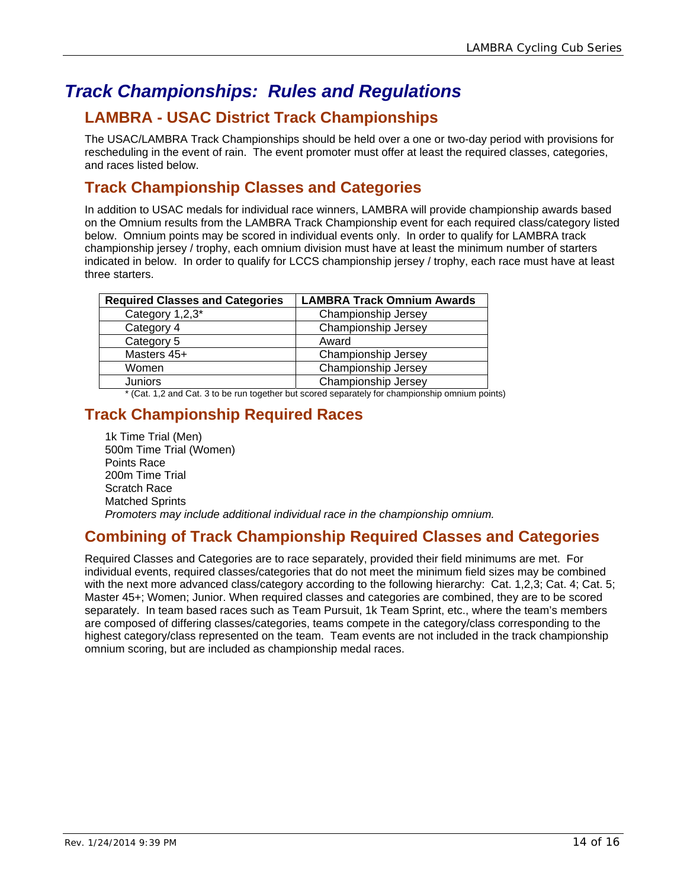# *Track Championships: Rules and Regulations*

## LAMBRA - USAC District Track Championships

The USAC/LAMBRA Track Championships should be held over a one or two-day period with provisions for rescheduling in the event of rain. The event promoter must offer at least the required classes, categories, and races listed below.

## Track Championship Classes and Categories

In addition to USAC medals for individual race winners, LAMBRA will provide championship awards based on the Omnium results from the LAMBRA Track Championship event for each required class/category listed below. Omnium points may be scored in individual events only. In order to qualify for LAMBRA track championship jersey / trophy, each omnium division must have at least the minimum number of starters indicated in below. In order to qualify for LCCS championship jersey / trophy, each race must have at least three starters.

| Required Classes and Categories | LAMBRA Track Omnium Awards |
|---|---|
| Category 1,2,3* | Championship Jersey |
| Category 4 | Championship Jersey |
| Category 5 | Award |
| Masters 45+ | Championship Jersey |
| Women | Championship Jersey |
| Juniors | Championship Jersey |

\* (Cat. 1,2 and Cat. 3 to be run together but scored separately for championship omnium points)

## Track Championship Required Races

1k Time Trial (Men)
500m Time Trial (Women)
Points Race
200m Time Trial
Scratch Race
Matched Sprints
*Promoters may include additional individual race in the championship omnium.*

## Combining of Track Championship Required Classes and Categories

Required Classes and Categories are to race separately, provided their field minimums are met. For individual events, required classes/categories that do not meet the minimum field sizes may be combined with the next more advanced class/category according to the following hierarchy: Cat. 1,2,3; Cat. 4; Cat. 5; Master 45+; Women; Junior. When required classes and categories are combined, they are to be scored separately. In team based races such as Team Pursuit, 1k Team Sprint, etc., where the team's members are composed of differing classes/categories, teams compete in the category/class corresponding to the highest category/class represented on the team. Team events are not included in the track championship omnium scoring, but are included as championship medal races.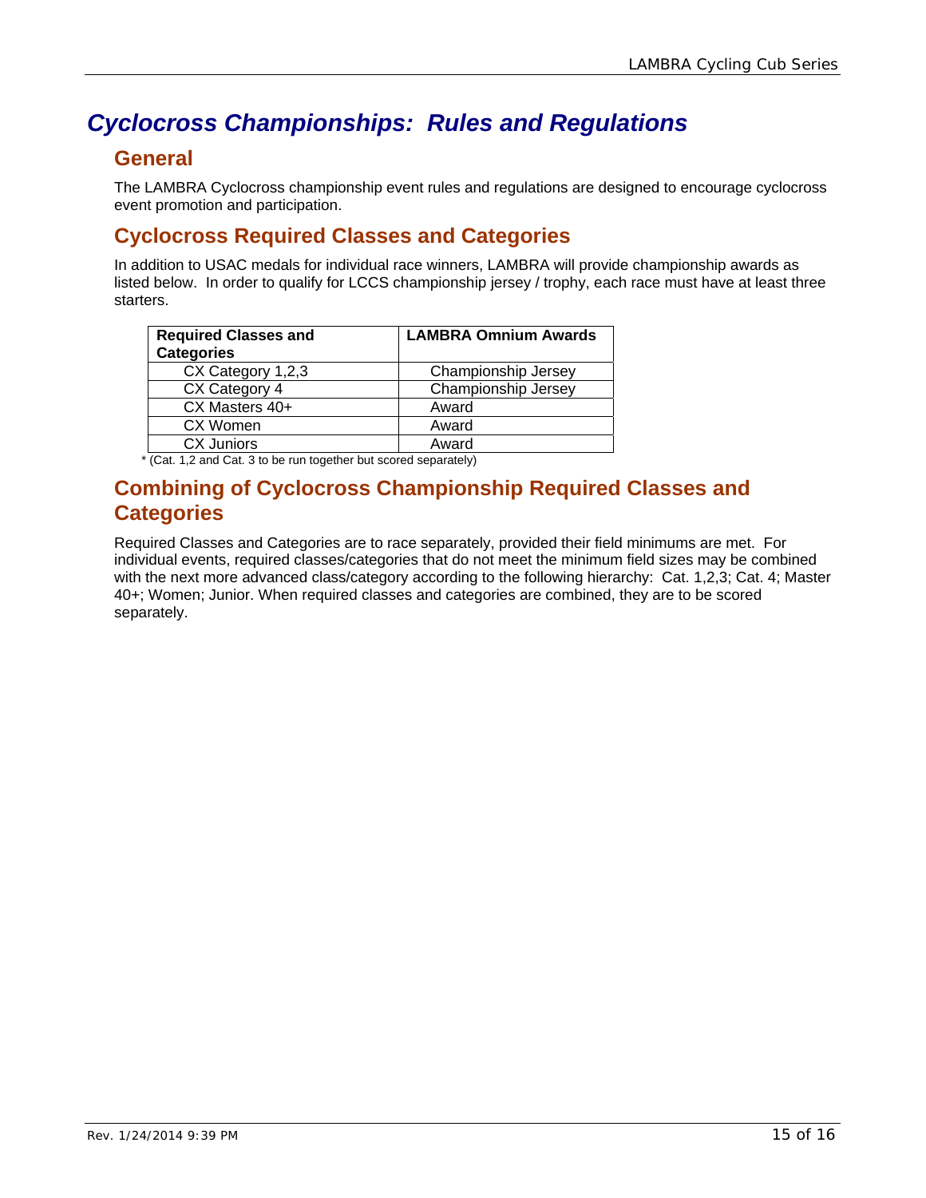# *Cyclocross Championships: Rules and Regulations*

## General

The LAMBRA Cyclocross championship event rules and regulations are designed to encourage cyclocross event promotion and participation.

## Cyclocross Required Classes and Categories

In addition to USAC medals for individual race winners, LAMBRA will provide championship awards as listed below. In order to qualify for LCCS championship jersey / trophy, each race must have at least three starters.

| Required Classes and Categories | LAMBRA Omnium Awards |
|---|---|
| CX Category 1,2,3 | Championship Jersey |
| CX Category 4 | Championship Jersey |
| CX Masters 40+ | Award |
| CX Women | Award |
| CX Juniors | Award |

* (Cat. 1,2 and Cat. 3 to be run together but scored separately)

## Combining of Cyclocross Championship Required Classes and Categories

Required Classes and Categories are to race separately, provided their field minimums are met. For individual events, required classes/categories that do not meet the minimum field sizes may be combined with the next more advanced class/category according to the following hierarchy: Cat. 1,2,3; Cat. 4; Master 40+; Women; Junior. When required classes and categories are combined, they are to be scored separately.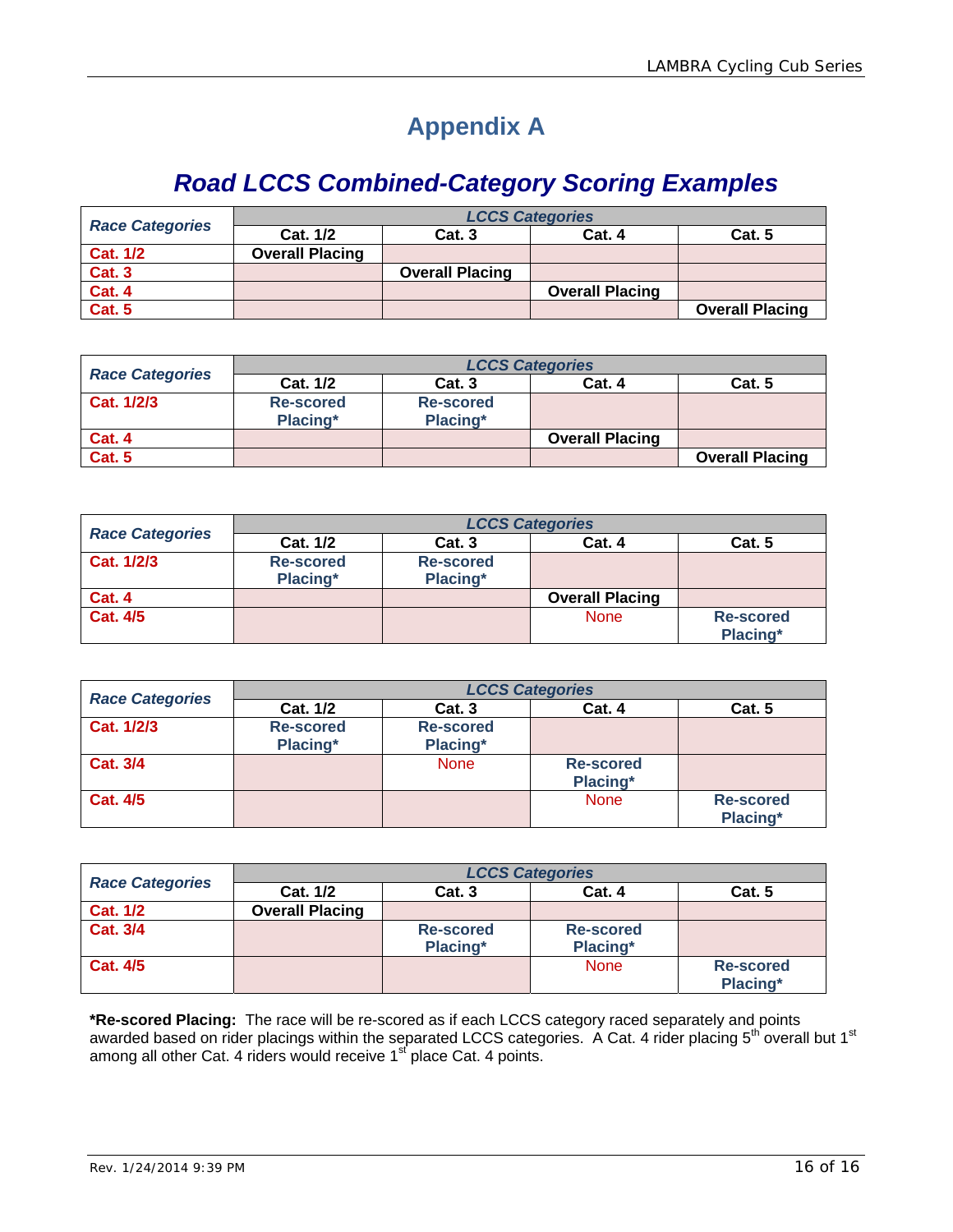# Appendix A

## Road LCCS Combined-Category Scoring Examples

| Race Categories | LCCS Categories | | | |
|---|---|---|---|---|
| | Cat. 1/2 | Cat. 3 | Cat. 4 | Cat. 5 |
| Cat. 1/2 | Overall Placing | | | |
| Cat. 3 | | Overall Placing | | |
| Cat. 4 | | | Overall Placing | |
| Cat. 5 | | | | Overall Placing |

| Race Categories | LCCS Categories | | | |
|---|---|---|---|---|
| | Cat. 1/2 | Cat. 3 | Cat. 4 | Cat. 5 |
| Cat. 1/2/3 | Re-scored Placing* | Re-scored Placing* | | |
| Cat. 4 | | | Overall Placing | |
| Cat. 5 | | | | Overall Placing |

| Race Categories | LCCS Categories | | | |
|---|---|---|---|---|
| | Cat. 1/2 | Cat. 3 | Cat. 4 | Cat. 5 |
| Cat. 1/2/3 | Re-scored Placing* | Re-scored Placing* | | |
| Cat. 4 | | | Overall Placing | |
| Cat. 4/5 | | | None | Re-scored Placing* |

| Race Categories | LCCS Categories | | | |
|---|---|---|---|---|
| | Cat. 1/2 | Cat. 3 | Cat. 4 | Cat. 5 |
| Cat. 1/2/3 | Re-scored Placing* | Re-scored Placing* | | |
| Cat. 3/4 | | None | Re-scored Placing* | |
| Cat. 4/5 | | | None | Re-scored Placing* |

| Race Categories | LCCS Categories | | | |
|---|---|---|---|---|
| | Cat. 1/2 | Cat. 3 | Cat. 4 | Cat. 5 |
| Cat. 1/2 | Overall Placing | | | |
| Cat. 3/4 | | Re-scored Placing* | Re-scored Placing* | |
| Cat. 4/5 | | | None | Re-scored Placing* |

**\*Re-scored Placing:** The race will be re-scored as if each LCCS category raced separately and points awarded based on rider placings within the separated LCCS categories. A Cat. 4 rider placing 5th overall but 1st among all other Cat. 4 riders would receive 1st place Cat. 4 points.